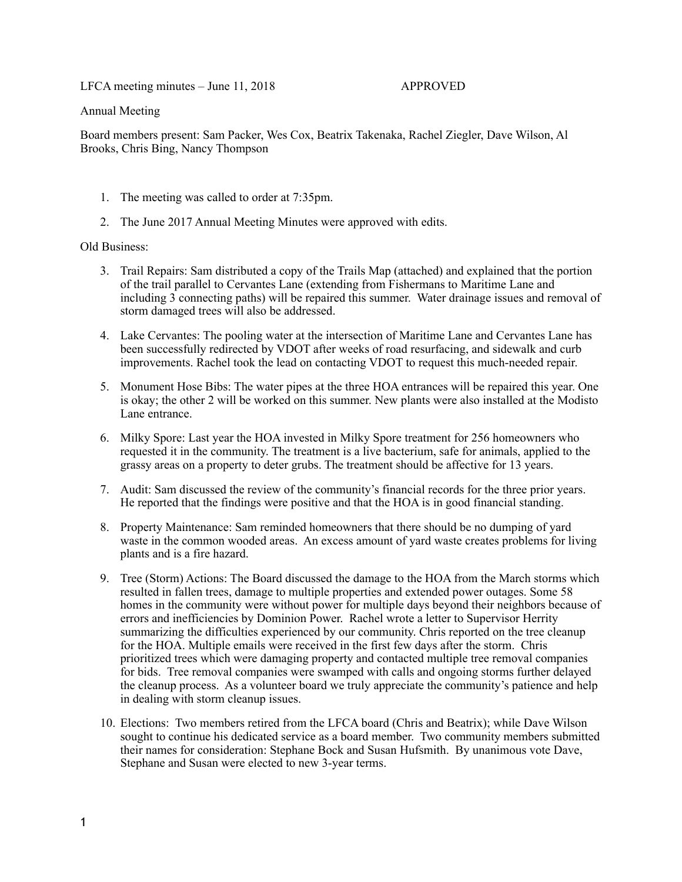LFCA meeting minutes – June 11, 2018 APPROVED

Annual Meeting

Board members present: Sam Packer, Wes Cox, Beatrix Takenaka, Rachel Ziegler, Dave Wilson, Al Brooks, Chris Bing, Nancy Thompson

1. The meeting was called to order at 7:35pm.
2. The June 2017 Annual Meeting Minutes were approved with edits.

Old Business:

3. Trail Repairs: Sam distributed a copy of the Trails Map (attached) and explained that the portion of the trail parallel to Cervantes Lane (extending from Fishermans to Maritime Lane and including 3 connecting paths) will be repaired this summer. Water drainage issues and removal of storm damaged trees will also be addressed.
4. Lake Cervantes: The pooling water at the intersection of Maritime Lane and Cervantes Lane has been successfully redirected by VDOT after weeks of road resurfacing, and sidewalk and curb improvements. Rachel took the lead on contacting VDOT to request this much-needed repair.
5. Monument Hose Bibs: The water pipes at the three HOA entrances will be repaired this year. One is okay; the other 2 will be worked on this summer. New plants were also installed at the Modisto Lane entrance.
6. Milky Spore: Last year the HOA invested in Milky Spore treatment for 256 homeowners who requested it in the community. The treatment is a live bacterium, safe for animals, applied to the grassy areas on a property to deter grubs. The treatment should be affective for 13 years.
7. Audit: Sam discussed the review of the community's financial records for the three prior years. He reported that the findings were positive and that the HOA is in good financial standing.
8. Property Maintenance: Sam reminded homeowners that there should be no dumping of yard waste in the common wooded areas. An excess amount of yard waste creates problems for living plants and is a fire hazard.
9. Tree (Storm) Actions: The Board discussed the damage to the HOA from the March storms which resulted in fallen trees, damage to multiple properties and extended power outages. Some 58 homes in the community were without power for multiple days beyond their neighbors because of errors and inefficiencies by Dominion Power. Rachel wrote a letter to Supervisor Herrity summarizing the difficulties experienced by our community. Chris reported on the tree cleanup for the HOA. Multiple emails were received in the first few days after the storm. Chris prioritized trees which were damaging property and contacted multiple tree removal companies for bids. Tree removal companies were swamped with calls and ongoing storms further delayed the cleanup process. As a volunteer board we truly appreciate the community's patience and help in dealing with storm cleanup issues.
10. Elections: Two members retired from the LFCA board (Chris and Beatrix); while Dave Wilson sought to continue his dedicated service as a board member. Two community members submitted their names for consideration: Stephane Bock and Susan Hufsmith. By unanimous vote Dave, Stephane and Susan were elected to new 3-year terms.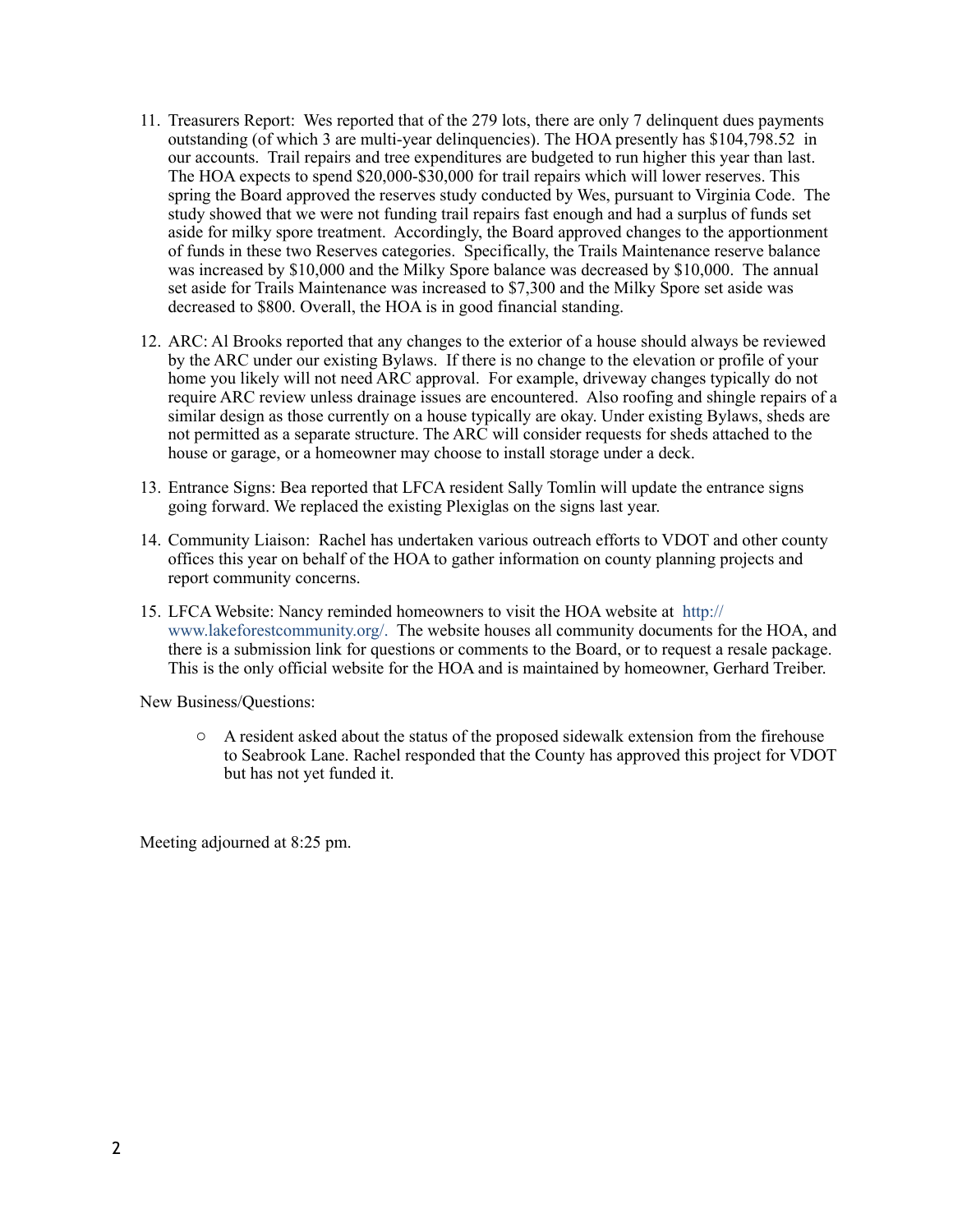11. Treasurers Report: Wes reported that of the 279 lots, there are only 7 delinquent dues payments outstanding (of which 3 are multi-year delinquencies). The HOA presently has $104,798.52 in our accounts. Trail repairs and tree expenditures are budgeted to run higher this year than last. The HOA expects to spend $20,000-$30,000 for trail repairs which will lower reserves. This spring the Board approved the reserves study conducted by Wes, pursuant to Virginia Code. The study showed that we were not funding trail repairs fast enough and had a surplus of funds set aside for milky spore treatment. Accordingly, the Board approved changes to the apportionment of funds in these two Reserves categories. Specifically, the Trails Maintenance reserve balance was increased by $10,000 and the Milky Spore balance was decreased by $10,000. The annual set aside for Trails Maintenance was increased to $7,300 and the Milky Spore set aside was decreased to $800. Overall, the HOA is in good financial standing.

12. ARC: Al Brooks reported that any changes to the exterior of a house should always be reviewed by the ARC under our existing Bylaws. If there is no change to the elevation or profile of your home you likely will not need ARC approval. For example, driveway changes typically do not require ARC review unless drainage issues are encountered. Also roofing and shingle repairs of a similar design as those currently on a house typically are okay. Under existing Bylaws, sheds are not permitted as a separate structure. The ARC will consider requests for sheds attached to the house or garage, or a homeowner may choose to install storage under a deck.

13. Entrance Signs: Bea reported that LFCA resident Sally Tomlin will update the entrance signs going forward. We replaced the existing Plexiglas on the signs last year.

14. Community Liaison: Rachel has undertaken various outreach efforts to VDOT and other county offices this year on behalf of the HOA to gather information on county planning projects and report community concerns.

15. LFCA Website: Nancy reminded homeowners to visit the HOA website at http://www.lakeforestcommunity.org/. The website houses all community documents for the HOA, and there is a submission link for questions or comments to the Board, or to request a resale package. This is the only official website for the HOA and is maintained by homeowner, Gerhard Treiber.

New Business/Questions:

- A resident asked about the status of the proposed sidewalk extension from the firehouse to Seabrook Lane. Rachel responded that the County has approved this project for VDOT but has not yet funded it.

Meeting adjourned at 8:25 pm.